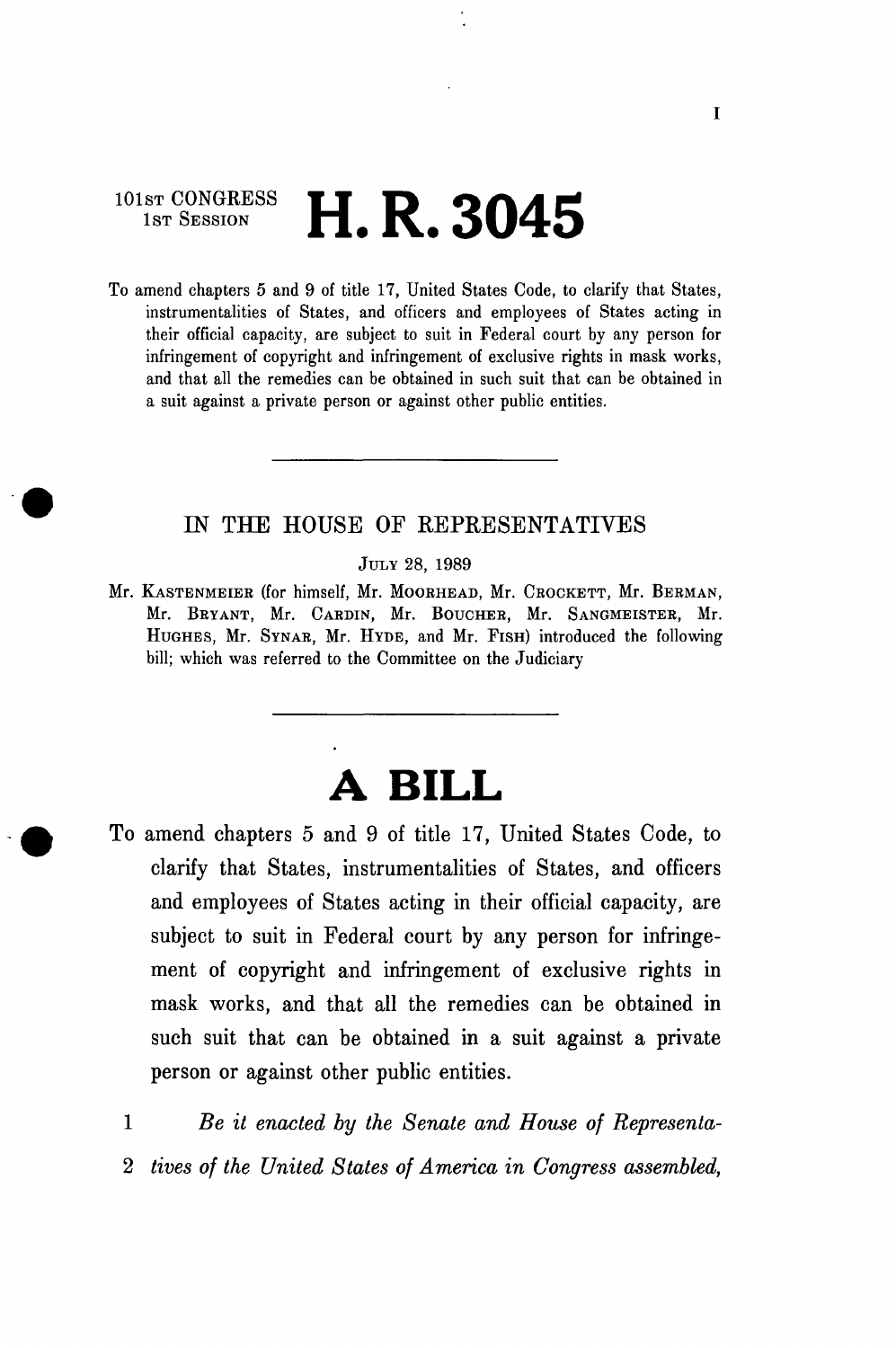101st CONGRESS
1st SESSION

# H. R. 3045

To amend chapters 5 and 9 of title 17, United States Code, to clarify that States, instrumentalities of States, and officers and employees of States acting in their official capacity, are subject to suit in Federal court by any person for infringement of copyright and infringement of exclusive rights in mask works, and that all the remedies can be obtained in such suit that can be obtained in a suit against a private person or against other public entities.

---

## IN THE HOUSE OF REPRESENTATIVES

JULY 28, 1989

Mr. KASTENMEIER (for himself, Mr. MOORHEAD, Mr. CROCKETT, Mr. BERMAN, Mr. BRYANT, Mr. CARDIN, Mr. BOUCHER, Mr. SANGMEISTER, Mr. HUGHES, Mr. SYNAR, Mr. HYDE, and Mr. FISH) introduced the following bill; which was referred to the Committee on the Judiciary

---

# A BILL

To amend chapters 5 and 9 of title 17, United States Code, to clarify that States, instrumentalities of States, and officers and employees of States acting in their official capacity, are subject to suit in Federal court by any person for infringement of copyright and infringement of exclusive rights in mask works, and that all the remedies can be obtained in such suit that can be obtained in a suit against a private person or against other public entities.

1 *Be it enacted by the Senate and House of Representa-*
2 *tives of the United States of America in Congress assembled,*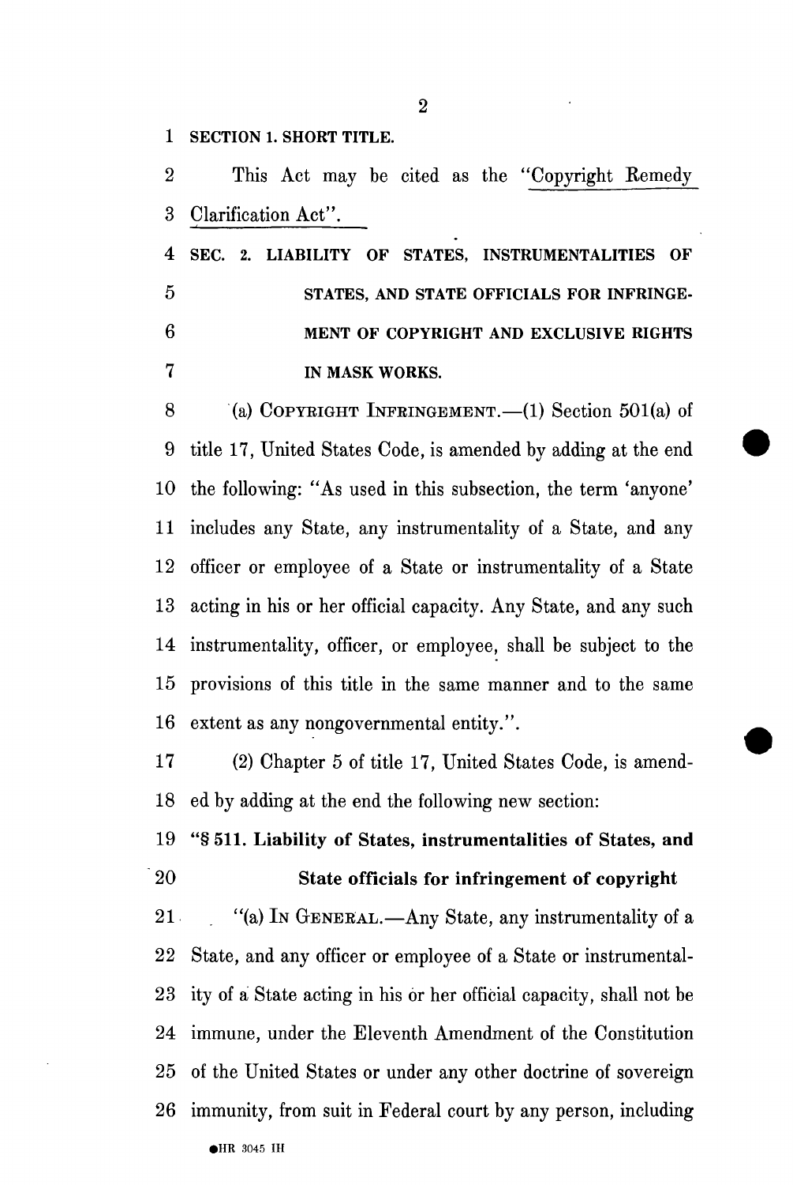**SECTION 1. SHORT TITLE.**

This Act may be cited as the "Copyright Remedy Clarification Act".

**SEC. 2. LIABILITY OF STATES, INSTRUMENTALITIES OF STATES, AND STATE OFFICIALS FOR INFRINGEMENT OF COPYRIGHT AND EXCLUSIVE RIGHTS IN MASK WORKS.**

(a) COPYRIGHT INFRINGEMENT.—(1) Section 501(a) of title 17, United States Code, is amended by adding at the end the following: "As used in this subsection, the term 'anyone' includes any State, any instrumentality of a State, and any officer or employee of a State or instrumentality of a State acting in his or her official capacity. Any State, and any such instrumentality, officer, or employee, shall be subject to the provisions of this title in the same manner and to the same extent as any nongovernmental entity.".

(2) Chapter 5 of title 17, United States Code, is amended by adding at the end the following new section:

**"§ 511. Liability of States, instrumentalities of States, and State officials for infringement of copyright**

"(a) IN GENERAL.—Any State, any instrumentality of a State, and any officer or employee of a State or instrumentality of a State acting in his or her official capacity, shall not be immune, under the Eleventh Amendment of the Constitution of the United States or under any other doctrine of sovereign immunity, from suit in Federal court by any person, including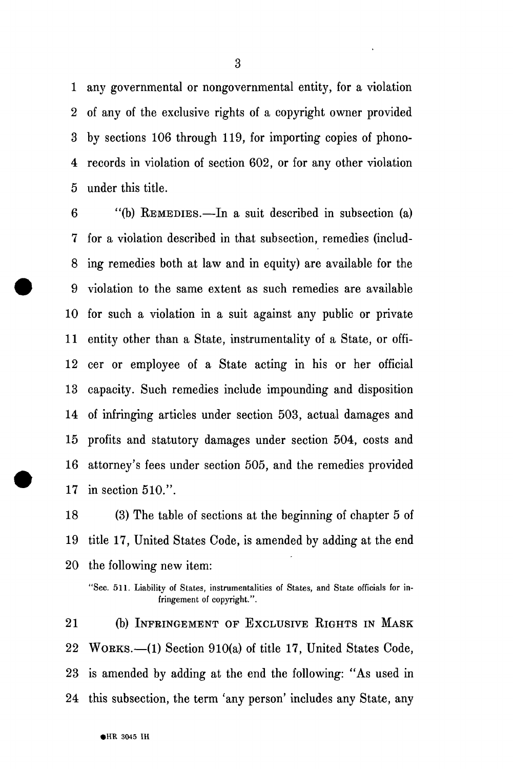any governmental or nongovernmental entity, for a violation of any of the exclusive rights of a copyright owner provided by sections 106 through 119, for importing copies of phonorecords in violation of section 602, or for any other violation under this title.

"(b) REMEDIES.—In a suit described in subsection (a) for a violation described in that subsection, remedies (including remedies both at law and in equity) are available for the violation to the same extent as such remedies are available for such a violation in a suit against any public or private entity other than a State, instrumentality of a State, or officer or employee of a State acting in his or her official capacity. Such remedies include impounding and disposition of infringing articles under section 503, actual damages and profits and statutory damages under section 504, costs and attorney's fees under section 505, and the remedies provided in section 510.".

(3) The table of sections at the beginning of chapter 5 of title 17, United States Code, is amended by adding at the end the following new item:

"Sec. 511. Liability of States, instrumentalities of States, and State officials for infringement of copyright.".

(b) INFRINGEMENT OF EXCLUSIVE RIGHTS IN MASK WORKS.—(1) Section 910(a) of title 17, United States Code, is amended by adding at the end the following: "As used in this subsection, the term 'any person' includes any State, any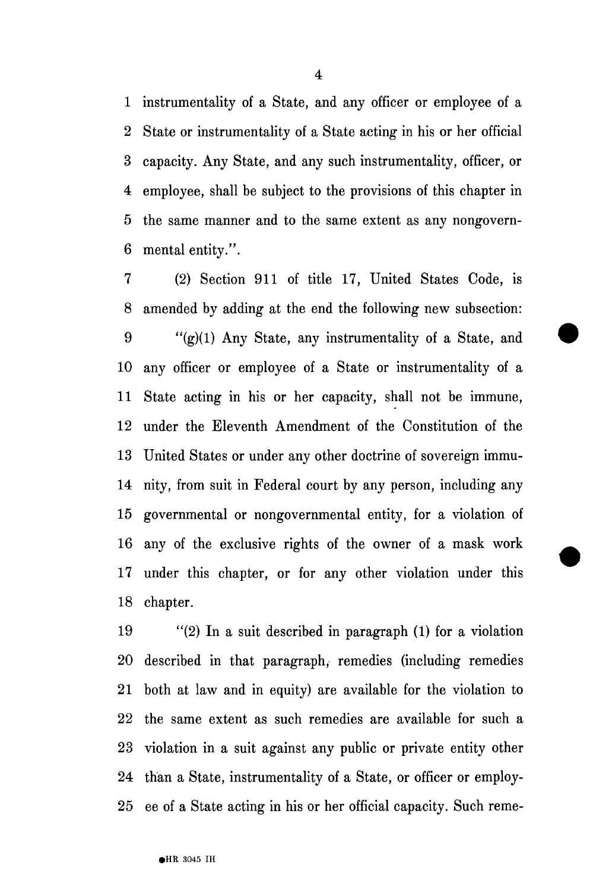instrumentality of a State, and any officer or employee of a State or instrumentality of a State acting in his or her official capacity. Any State, and any such instrumentality, officer, or employee, shall be subject to the provisions of this chapter in the same manner and to the same extent as any nongovernmental entity.".

(2) Section 911 of title 17, United States Code, is amended by adding at the end the following new subsection:

"(g)(1) Any State, any instrumentality of a State, and any officer or employee of a State or instrumentality of a State acting in his or her capacity, shall not be immune, under the Eleventh Amendment of the Constitution of the United States or under any other doctrine of sovereign immunity, from suit in Federal court by any person, including any governmental or nongovernmental entity, for a violation of any of the exclusive rights of the owner of a mask work under this chapter, or for any other violation under this chapter.

"(2) In a suit described in paragraph (1) for a violation described in that paragraph, remedies (including remedies both at law and in equity) are available for the violation to the same extent as such remedies are available for such a violation in a suit against any public or private entity other than a State, instrumentality of a State, or officer or employee of a State acting in his or her official capacity. Such reme-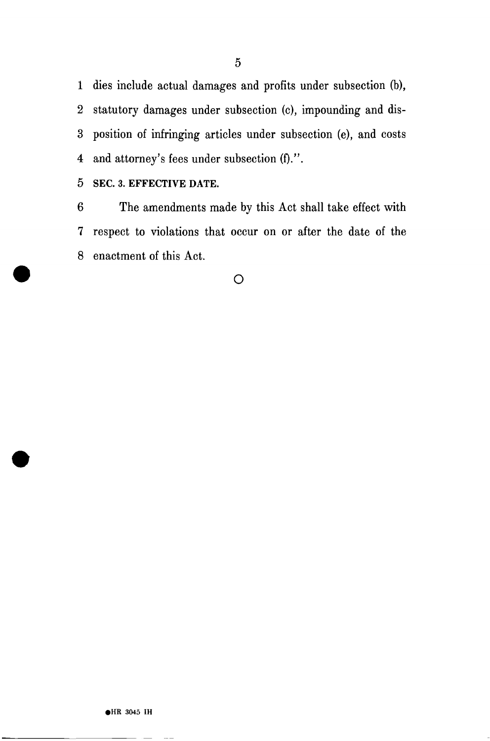dies include actual damages and profits under subsection (b), statutory damages under subsection (c), impounding and disposition of infringing articles under subsection (e), and costs and attorney's fees under subsection (f).".

**SEC. 3. EFFECTIVE DATE.**

The amendments made by this Act shall take effect with respect to violations that occur on or after the date of the enactment of this Act.